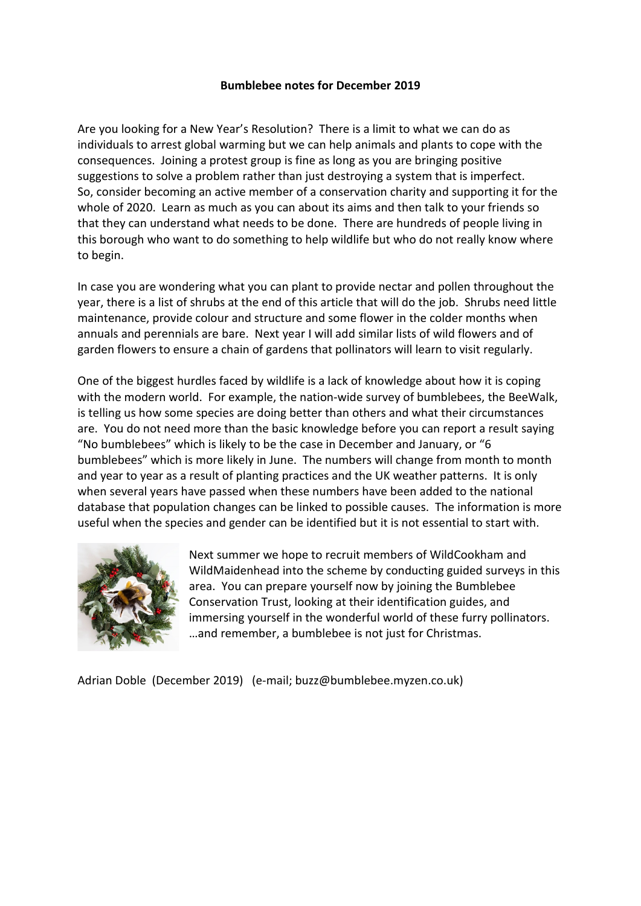**Bumblebee notes for December 2019**

Are you looking for a New Year's Resolution? There is a limit to what we can do as individuals to arrest global warming but we can help animals and plants to cope with the consequences. Joining a protest group is fine as long as you are bringing positive suggestions to solve a problem rather than just destroying a system that is imperfect. So, consider becoming an active member of a conservation charity and supporting it for the whole of 2020. Learn as much as you can about its aims and then talk to your friends so that they can understand what needs to be done. There are hundreds of people living in this borough who want to do something to help wildlife but who do not really know where to begin.

In case you are wondering what you can plant to provide nectar and pollen throughout the year, there is a list of shrubs at the end of this article that will do the job. Shrubs need little maintenance, provide colour and structure and some flower in the colder months when annuals and perennials are bare. Next year I will add similar lists of wild flowers and of garden flowers to ensure a chain of gardens that pollinators will learn to visit regularly.

One of the biggest hurdles faced by wildlife is a lack of knowledge about how it is coping with the modern world. For example, the nation-wide survey of bumblebees, the BeeWalk, is telling us how some species are doing better than others and what their circumstances are. You do not need more than the basic knowledge before you can report a result saying "No bumblebees" which is likely to be the case in December and January, or "6 bumblebees" which is more likely in June. The numbers will change from month to month and year to year as a result of planting practices and the UK weather patterns. It is only when several years have passed when these numbers have been added to the national database that population changes can be linked to possible causes. The information is more useful when the species and gender can be identified but it is not essential to start with.

Next summer we hope to recruit members of WildCookham and WildMaidenhead into the scheme by conducting guided surveys in this area. You can prepare yourself now by joining the Bumblebee Conservation Trust, looking at their identification guides, and immersing yourself in the wonderful world of these furry pollinators. …and remember, a bumblebee is not just for Christmas.

Adrian Doble (December 2019) (e-mail; buzz@bumblebee.myzen.co.uk)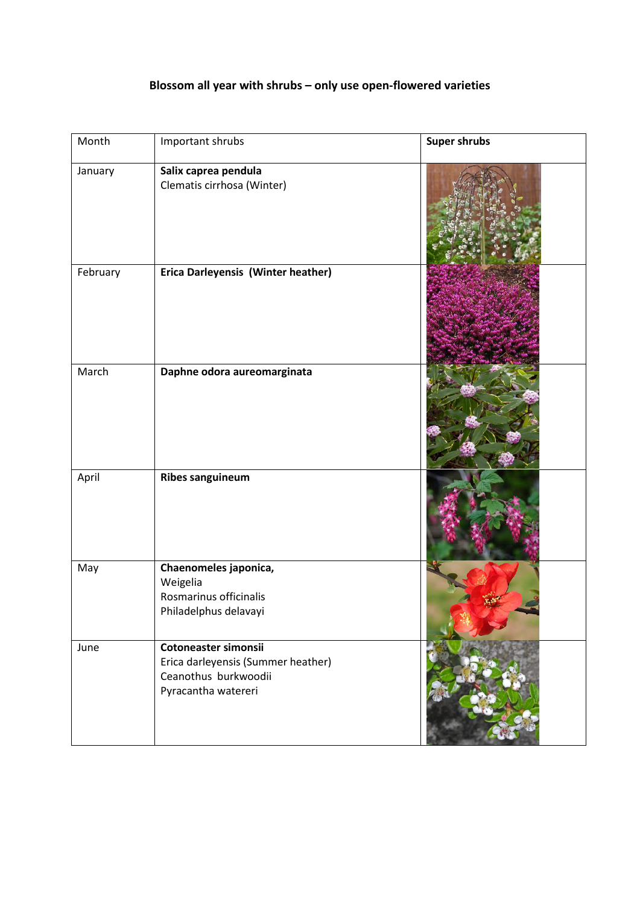**Blossom all year with shrubs – only use open-flowered varieties**

| Month | Important shrubs | **Super shrubs** |
|---|---|---|
| January | **Salix caprea pendula**<br>Clematis cirrhosa (Winter) | |
| February | **Erica Darleyensis (Winter heather)** | |
| March | **Daphne odora aureomarginata** | |
| April | **Ribes sanguineum** | |
| May | **Chaenomeles japonica,**<br>Weigelia<br>Rosmarinus officinalis<br>Philadelphus delavayi | |
| June | **Cotoneaster simonsii**<br>Erica darleyensis (Summer heather)<br>Ceanothus burkwoodii<br>Pyracantha watereri | |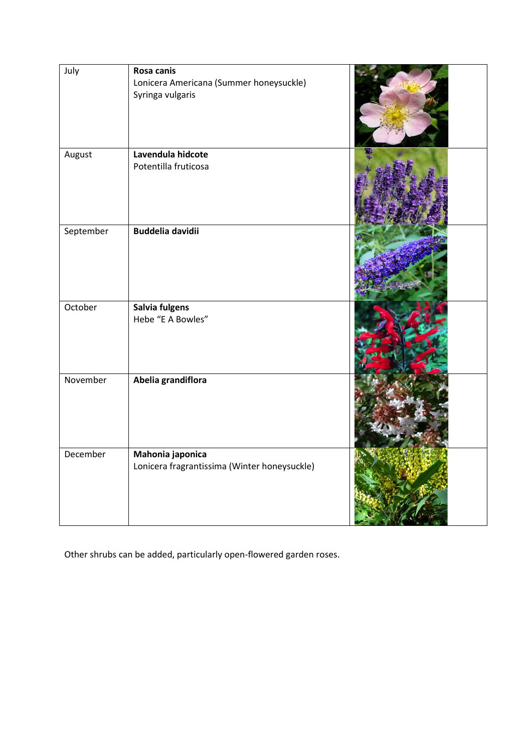| | | |
|---|---|---|
| July | **Rosa canis**<br>Lonicera Americana (Summer honeysuckle)<br>Syringa vulgaris | |
| August | **Lavendula hidcote**<br>Potentilla fruticosa | |
| September | **Buddelia davidii** | |
| October | **Salvia fulgens**<br>Hebe "E A Bowles" | |
| November | **Abelia grandiflora** | |
| December | **Mahonia japonica**<br>Lonicera fragrantissima (Winter honeysuckle) | |

Other shrubs can be added, particularly open-flowered garden roses.